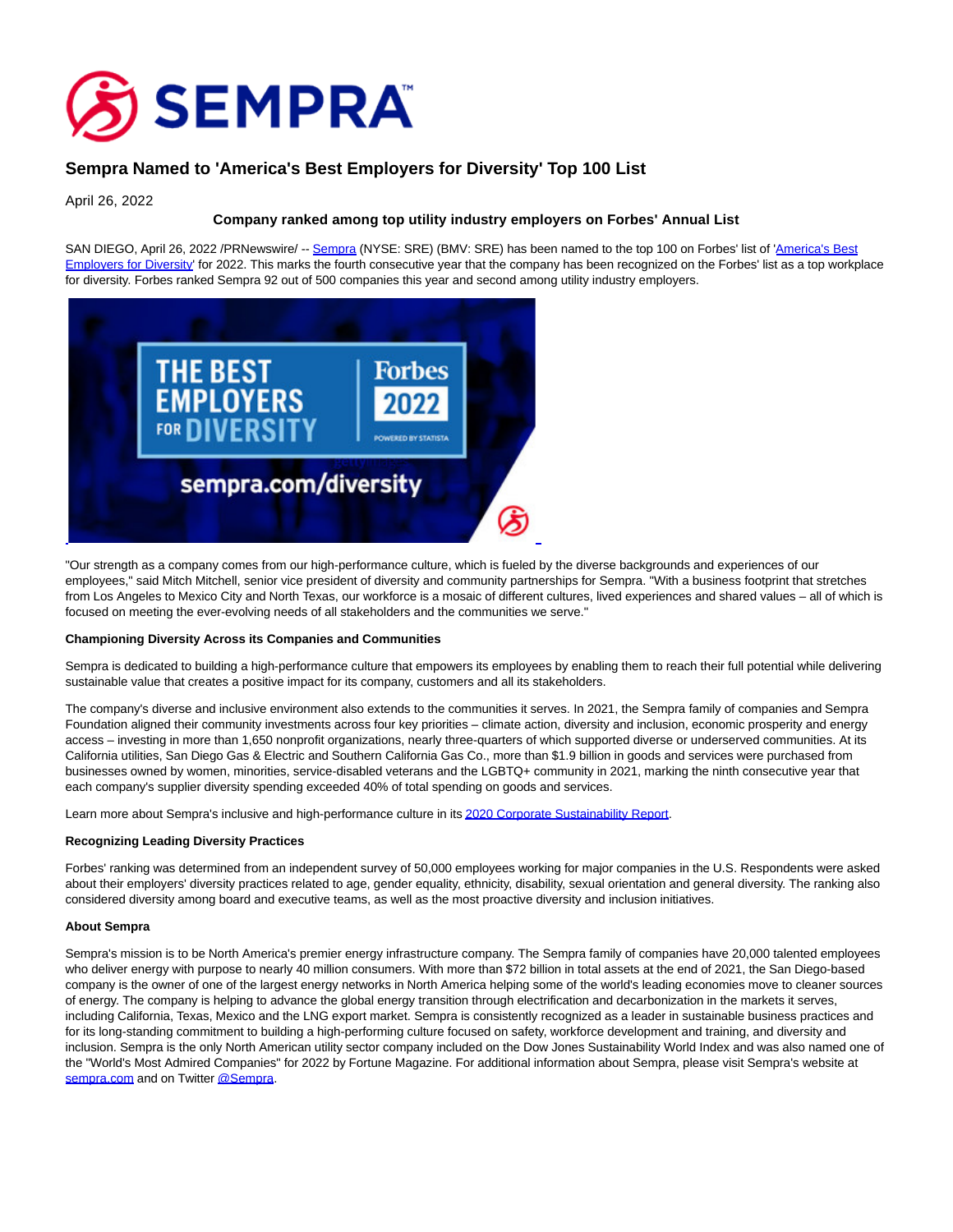# Sempra Named to 'America's Best Employers for Diversity' Top 100 List

April 26, 2022

**Company ranked among top utility industry employers on Forbes' Annual List**

SAN DIEGO, April 26, 2022 /PRNewswire/ -- Sempra (NYSE: SRE) (BMV: SRE) has been named to the top 100 on Forbes' list of 'America's Best Employers for Diversity' for 2022. This marks the fourth consecutive year that the company has been recognized on the Forbes' list as a top workplace for diversity. Forbes ranked Sempra 92 out of 500 companies this year and second among utility industry employers.

"Our strength as a company comes from our high-performance culture, which is fueled by the diverse backgrounds and experiences of our employees," said Mitch Mitchell, senior vice president of diversity and community partnerships for Sempra. "With a business footprint that stretches from Los Angeles to Mexico City and North Texas, our workforce is a mosaic of different cultures, lived experiences and shared values – all of which is focused on meeting the ever-evolving needs of all stakeholders and the communities we serve."

**Championing Diversity Across its Companies and Communities**

Sempra is dedicated to building a high-performance culture that empowers its employees by enabling them to reach their full potential while delivering sustainable value that creates a positive impact for its company, customers and all its stakeholders.

The company's diverse and inclusive environment also extends to the communities it serves. In 2021, the Sempra family of companies and Sempra Foundation aligned their community investments across four key priorities – climate action, diversity and inclusion, economic prosperity and energy access – investing in more than 1,650 nonprofit organizations, nearly three-quarters of which supported diverse or underserved communities. At its California utilities, San Diego Gas & Electric and Southern California Gas Co., more than $1.9 billion in goods and services were purchased from businesses owned by women, minorities, service-disabled veterans and the LGBTQ+ community in 2021, marking the ninth consecutive year that each company's supplier diversity spending exceeded 40% of total spending on goods and services.

Learn more about Sempra's inclusive and high-performance culture in its 2020 Corporate Sustainability Report.

**Recognizing Leading Diversity Practices**

Forbes' ranking was determined from an independent survey of 50,000 employees working for major companies in the U.S. Respondents were asked about their employers' diversity practices related to age, gender equality, ethnicity, disability, sexual orientation and general diversity. The ranking also considered diversity among board and executive teams, as well as the most proactive diversity and inclusion initiatives.

**About Sempra**

Sempra's mission is to be North America's premier energy infrastructure company. The Sempra family of companies have 20,000 talented employees who deliver energy with purpose to nearly 40 million consumers. With more than $72 billion in total assets at the end of 2021, the San Diego-based company is the owner of one of the largest energy networks in North America helping some of the world's leading economies move to cleaner sources of energy. The company is helping to advance the global energy transition through electrification and decarbonization in the markets it serves, including California, Texas, Mexico and the LNG export market. Sempra is consistently recognized as a leader in sustainable business practices and for its long-standing commitment to building a high-performing culture focused on safety, workforce development and training, and diversity and inclusion. Sempra is the only North American utility sector company included on the Dow Jones Sustainability World Index and was also named one of the "World's Most Admired Companies" for 2022 by Fortune Magazine. For additional information about Sempra, please visit Sempra's website at sempra.com and on Twitter @Sempra.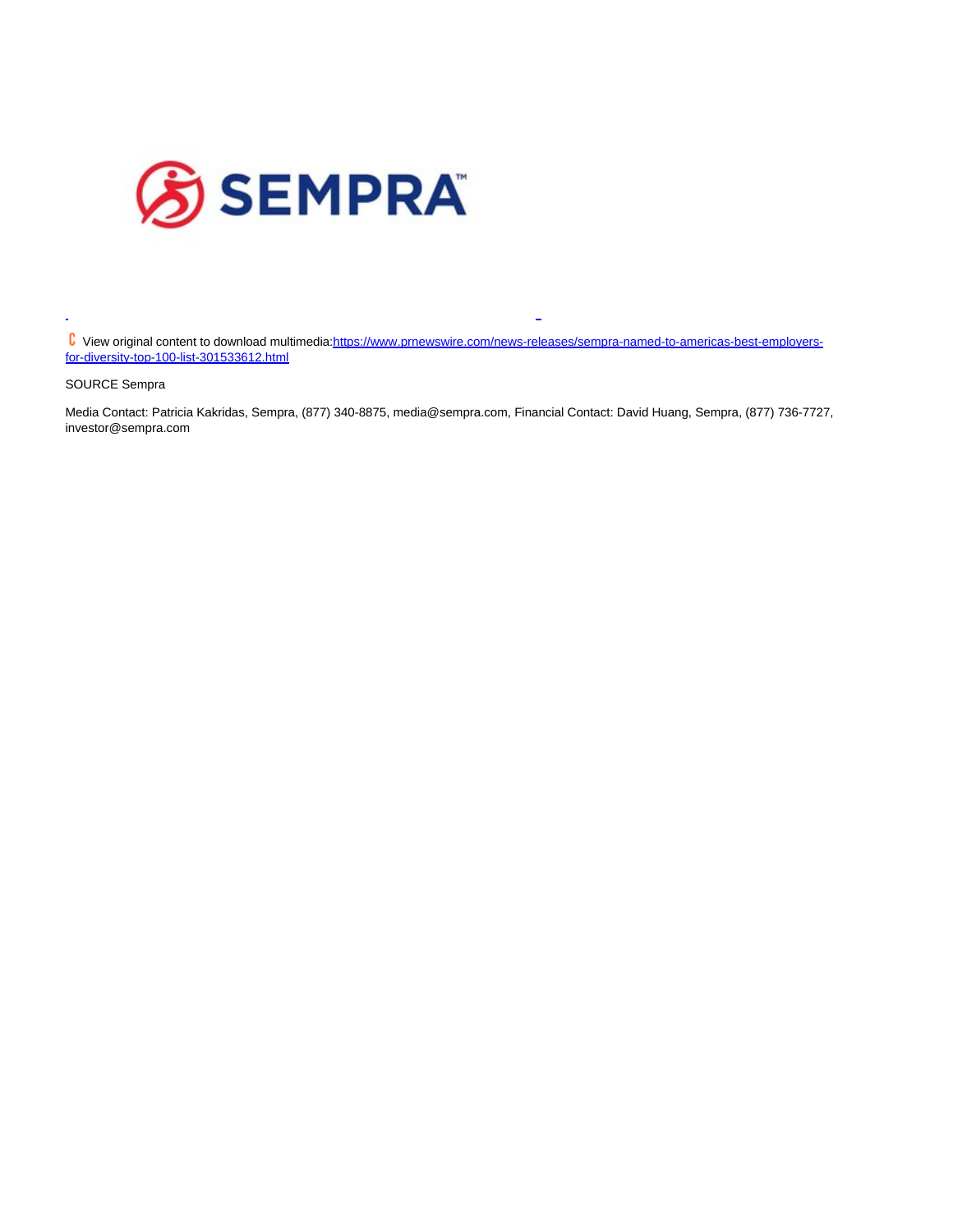View original content to download multimedia:https://www.prnewswire.com/news-releases/sempra-named-to-americas-best-employers-for-diversity-top-100-list-301533612.html

SOURCE Sempra

Media Contact: Patricia Kakridas, Sempra, (877) 340-8875, media@sempra.com, Financial Contact: David Huang, Sempra, (877) 736-7727, investor@sempra.com